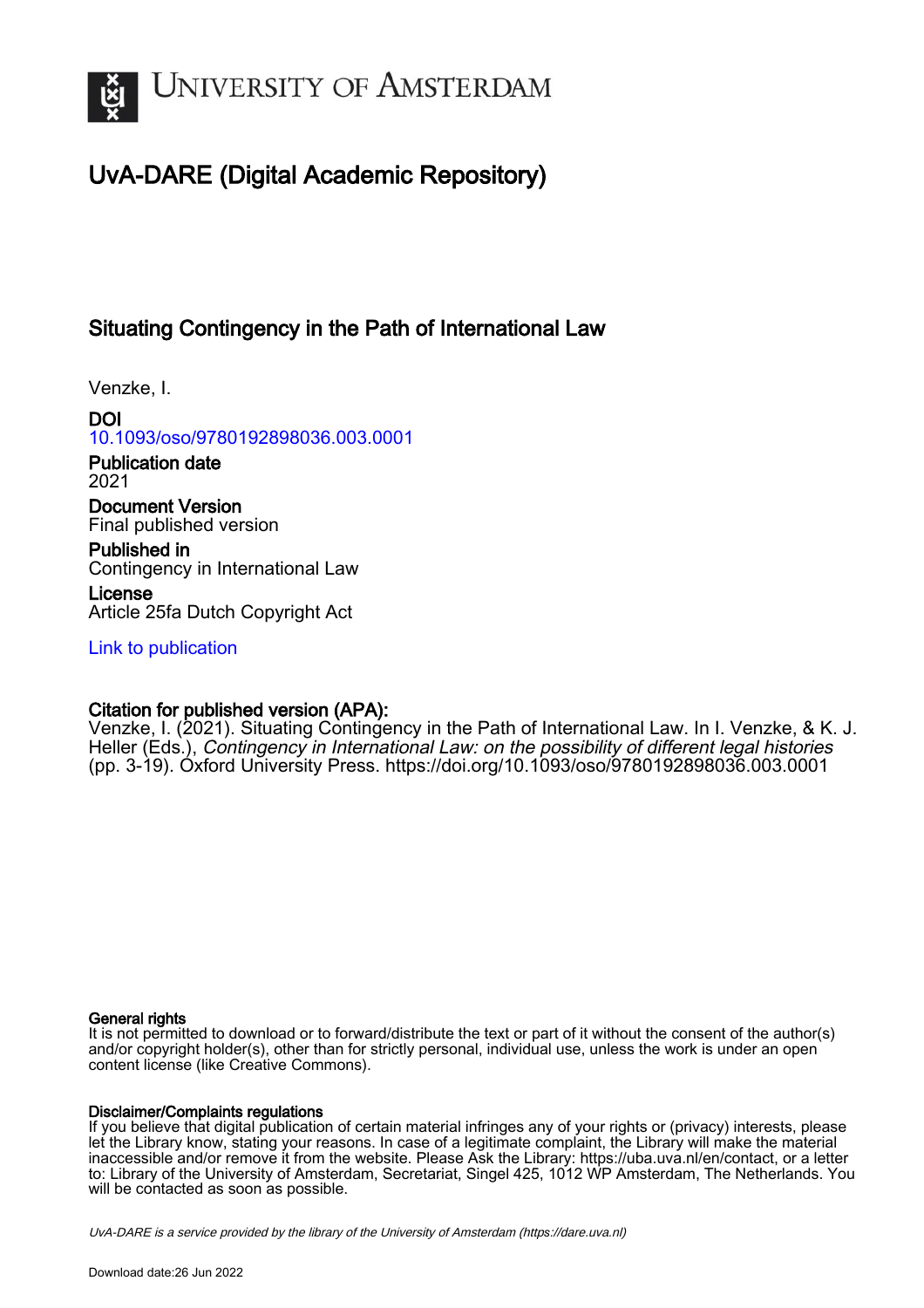# UvA-DARE (Digital Academic Repository)

## Situating Contingency in the Path of International Law

Venzke, I.

**DOI**
10.1093/oso/9780192898036.003.0001

**Publication date**
2021

**Document Version**
Final published version

**Published in**
Contingency in International Law

**License**
Article 25fa Dutch Copyright Act

Link to publication

**Citation for published version (APA):**
Venzke, I. (2021). Situating Contingency in the Path of International Law. In I. Venzke, & K. J. Heller (Eds.), *Contingency in International Law: on the possibility of different legal histories* (pp. 3-19). Oxford University Press. https://doi.org/10.1093/oso/9780192898036.003.0001

**General rights**
It is not permitted to download or to forward/distribute the text or part of it without the consent of the author(s) and/or copyright holder(s), other than for strictly personal, individual use, unless the work is under an open content license (like Creative Commons).

**Disclaimer/Complaints regulations**
If you believe that digital publication of certain material infringes any of your rights or (privacy) interests, please let the Library know, stating your reasons. In case of a legitimate complaint, the Library will make the material inaccessible and/or remove it from the website. Please Ask the Library: https://uba.uva.nl/en/contact, or a letter to: Library of the University of Amsterdam, Secretariat, Singel 425, 1012 WP Amsterdam, The Netherlands. You will be contacted as soon as possible.

*UvA-DARE is a service provided by the library of the University of Amsterdam (https://dare.uva.nl)*

Download date:26 Jun 2022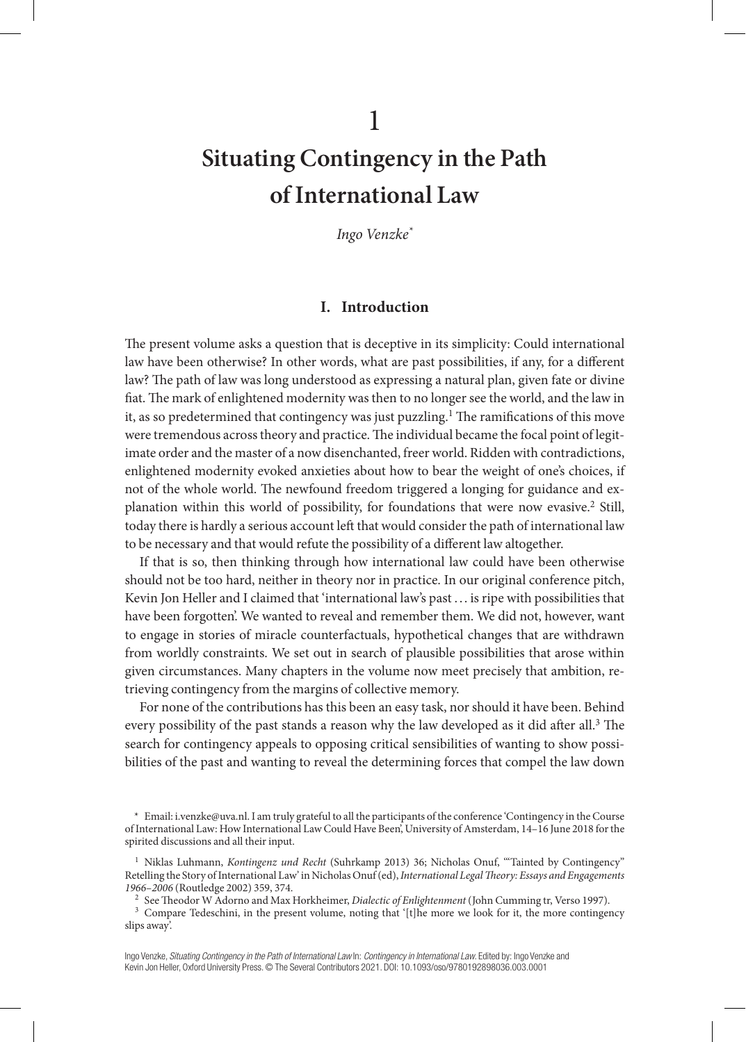# 1

# Situating Contingency in the Path of International Law

*Ingo Venzke*[*]

## I. Introduction

The present volume asks a question that is deceptive in its simplicity: Could international law have been otherwise? In other words, what are past possibilities, if any, for a different law? The path of law was long understood as expressing a natural plan, given fate or divine fiat. The mark of enlightened modernity was then to no longer see the world, and the law in it, as so predetermined that contingency was just puzzling.[1] The ramifications of this move were tremendous across theory and practice. The individual became the focal point of legitimate order and the master of a now disenchanted, freer world. Ridden with contradictions, enlightened modernity evoked anxieties about how to bear the weight of one's choices, if not of the whole world. The newfound freedom triggered a longing for guidance and explanation within this world of possibility, for foundations that were now evasive.[2] Still, today there is hardly a serious account left that would consider the path of international law to be necessary and that would refute the possibility of a different law altogether.

If that is so, then thinking through how international law could have been otherwise should not be too hard, neither in theory nor in practice. In our original conference pitch, Kevin Jon Heller and I claimed that 'international law's past ... is ripe with possibilities that have been forgotten'. We wanted to reveal and remember them. We did not, however, want to engage in stories of miracle counterfactuals, hypothetical changes that are withdrawn from worldly constraints. We set out in search of plausible possibilities that arose within given circumstances. Many chapters in the volume now meet precisely that ambition, retrieving contingency from the margins of collective memory.

For none of the contributions has this been an easy task, nor should it have been. Behind every possibility of the past stands a reason why the law developed as it did after all.[3] The search for contingency appeals to opposing critical sensibilities of wanting to show possibilities of the past and wanting to reveal the determining forces that compel the law down

---

[*] Email: i.venzke@uva.nl. I am truly grateful to all the participants of the conference 'Contingency in the Course of International Law: How International Law Could Have Been', University of Amsterdam, 14–16 June 2018 for the spirited discussions and all their input.

[1] Niklas Luhmann, *Kontingenz und Recht* (Suhrkamp 2013) 36; Nicholas Onuf, '"Tainted by Contingency" Retelling the Story of International Law' in Nicholas Onuf (ed), *International Legal Theory: Essays and Engagements 1966–2006* (Routledge 2002) 359, 374.

[2] See Theodor W Adorno and Max Horkheimer, *Dialectic of Enlightenment* (John Cumming tr, Verso 1997).

[3] Compare Tedeschini, in the present volume, noting that '[t]he more we look for it, the more contingency slips away'.

Ingo Venzke, *Situating Contingency in the Path of International Law* In: *Contingency in International Law*. Edited by: Ingo Venzke and Kevin Jon Heller, Oxford University Press. © The Several Contributors 2021. DOI: 10.1093/oso/9780192898036.003.0001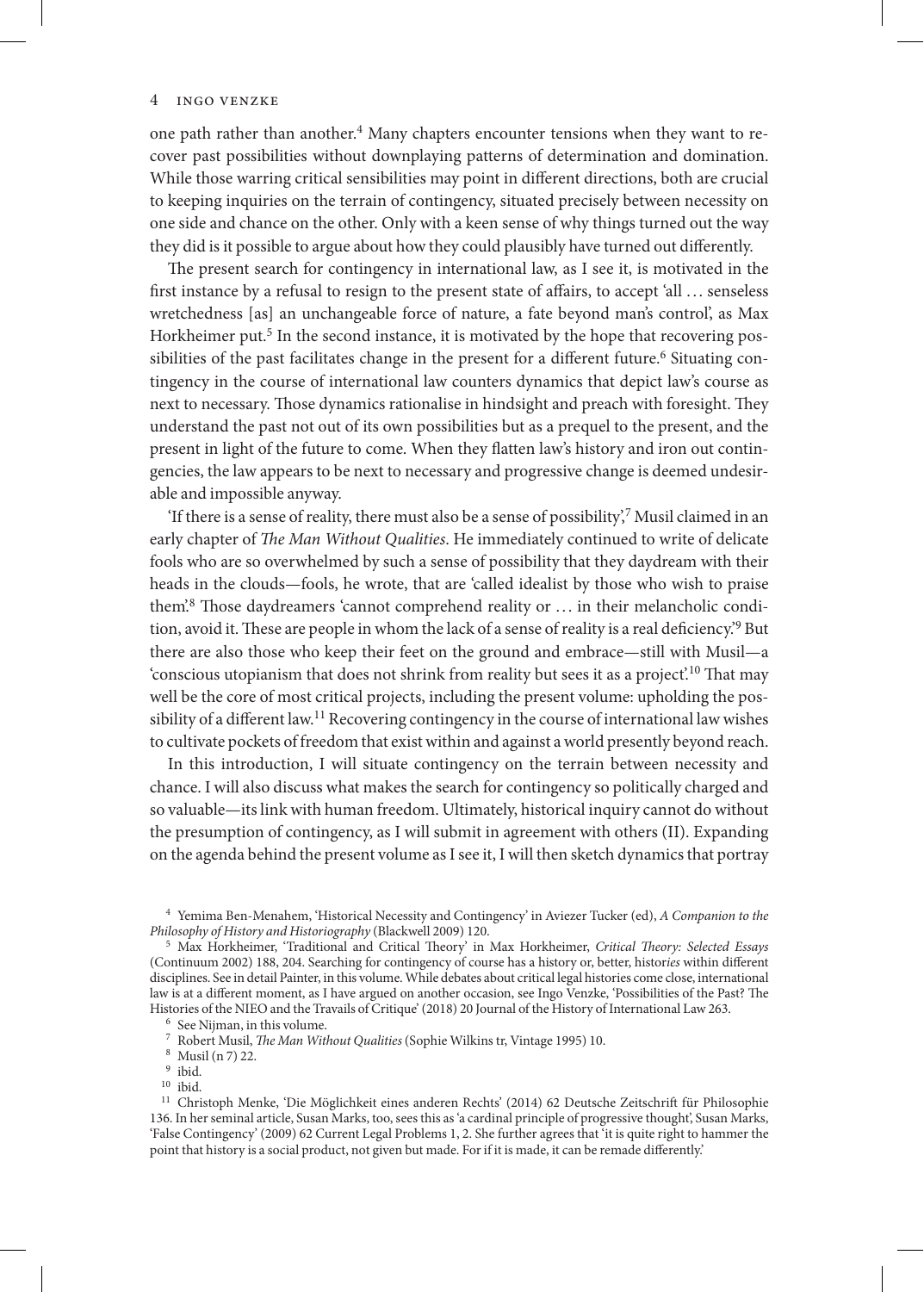one path rather than another.[4] Many chapters encounter tensions when they want to recover past possibilities without downplaying patterns of determination and domination. While those warring critical sensibilities may point in different directions, both are crucial to keeping inquiries on the terrain of contingency, situated precisely between necessity on one side and chance on the other. Only with a keen sense of why things turned out the way they did is it possible to argue about how they could plausibly have turned out differently.

The present search for contingency in international law, as I see it, is motivated in the first instance by a refusal to resign to the present state of affairs, to accept 'all … senseless wretchedness [as] an unchangeable force of nature, a fate beyond man's control', as Max Horkheimer put.[5] In the second instance, it is motivated by the hope that recovering possibilities of the past facilitates change in the present for a different future.[6] Situating contingency in the course of international law counters dynamics that depict law's course as next to necessary. Those dynamics rationalise in hindsight and preach with foresight. They understand the past not out of its own possibilities but as a prequel to the present, and the present in light of the future to come. When they flatten law's history and iron out contingencies, the law appears to be next to necessary and progressive change is deemed undesirable and impossible anyway.

'If there is a sense of reality, there must also be a sense of possibility',[7] Musil claimed in an early chapter of *The Man Without Qualities*. He immediately continued to write of delicate fools who are so overwhelmed by such a sense of possibility that they daydream with their heads in the clouds—fools, he wrote, that are 'called idealist by those who wish to praise them'.[8] Those daydreamers 'cannot comprehend reality or … in their melancholic condition, avoid it. These are people in whom the lack of a sense of reality is a real deficiency.'[9] But there are also those who keep their feet on the ground and embrace—still with Musil—a 'conscious utopianism that does not shrink from reality but sees it as a project'.[10] That may well be the core of most critical projects, including the present volume: upholding the possibility of a different law.[11] Recovering contingency in the course of international law wishes to cultivate pockets of freedom that exist within and against a world presently beyond reach.

In this introduction, I will situate contingency on the terrain between necessity and chance. I will also discuss what makes the search for contingency so politically charged and so valuable—its link with human freedom. Ultimately, historical inquiry cannot do without the presumption of contingency, as I will submit in agreement with others (II). Expanding on the agenda behind the present volume as I see it, I will then sketch dynamics that portray

---

[4] Yemima Ben-Menahem, 'Historical Necessity and Contingency' in Aviezer Tucker (ed), *A Companion to the Philosophy of History and Historiography* (Blackwell 2009) 120.

[5] Max Horkheimer, 'Traditional and Critical Theory' in Max Horkheimer, *Critical Theory: Selected Essays* (Continuum 2002) 188, 204. Searching for contingency of course has a history or, better, histor*ies* within different disciplines. See in detail Painter, in this volume. While debates about critical legal histories come close, international law is at a different moment, as I have argued on another occasion, see Ingo Venzke, 'Possibilities of the Past? The Histories of the NIEO and the Travails of Critique' (2018) 20 Journal of the History of International Law 263.

[6] See Nijman, in this volume.

[7] Robert Musil, *The Man Without Qualities* (Sophie Wilkins tr, Vintage 1995) 10.

[8] Musil (n 7) 22.

[9] ibid.

[10] ibid.

[11] Christoph Menke, 'Die Möglichkeit eines anderen Rechts' (2014) 62 Deutsche Zeitschrift für Philosophie 136. In her seminal article, Susan Marks, too, sees this as 'a cardinal principle of progressive thought', Susan Marks, 'False Contingency' (2009) 62 Current Legal Problems 1, 2. She further agrees that 'it is quite right to hammer the point that history is a social product, not given but made. For if it is made, it can be remade differently.'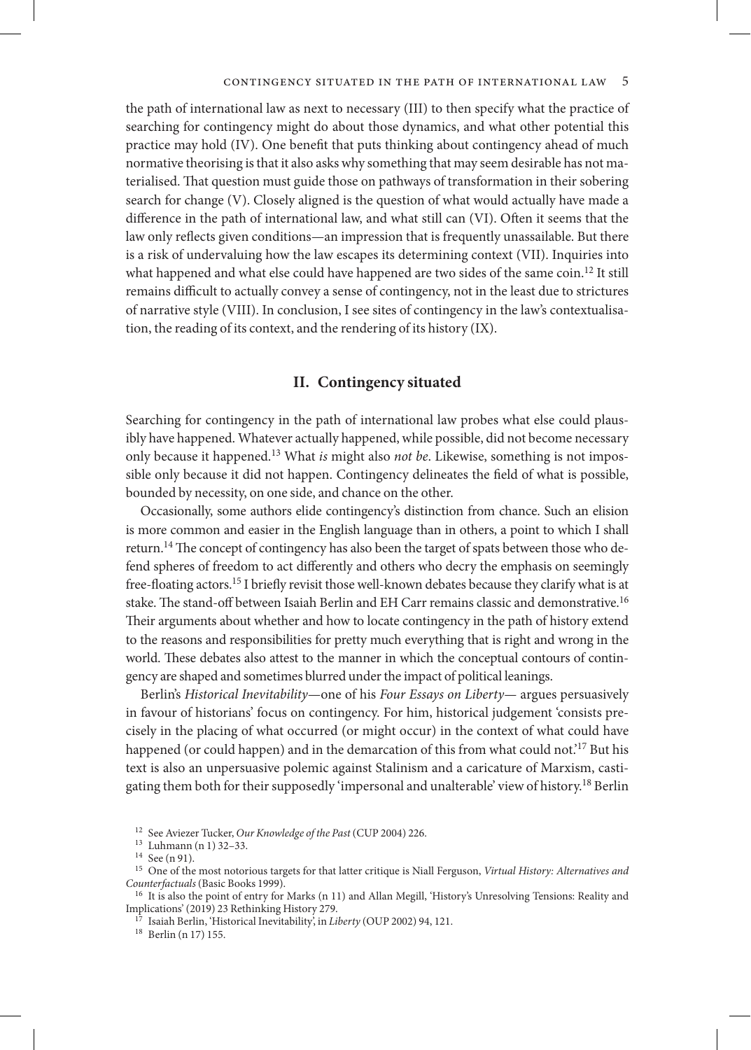the path of international law as next to necessary (III) to then specify what the practice of searching for contingency might do about those dynamics, and what other potential this practice may hold (IV). One benefit that puts thinking about contingency ahead of much normative theorising is that it also asks why something that may seem desirable has not materialised. That question must guide those on pathways of transformation in their sobering search for change (V). Closely aligned is the question of what would actually have made a difference in the path of international law, and what still can (VI). Often it seems that the law only reflects given conditions—an impression that is frequently unassailable. But there is a risk of undervaluing how the law escapes its determining context (VII). Inquiries into what happened and what else could have happened are two sides of the same coin.[12] It still remains difficult to actually convey a sense of contingency, not in the least due to strictures of narrative style (VIII). In conclusion, I see sites of contingency in the law's contextualisation, the reading of its context, and the rendering of its history (IX).

## II. Contingency situated

Searching for contingency in the path of international law probes what else could plausibly have happened. Whatever actually happened, while possible, did not become necessary only because it happened.[13] What *is* might also *not be*. Likewise, something is not impossible only because it did not happen. Contingency delineates the field of what is possible, bounded by necessity, on one side, and chance on the other.

Occasionally, some authors elide contingency's distinction from chance. Such an elision is more common and easier in the English language than in others, a point to which I shall return.[14] The concept of contingency has also been the target of spats between those who defend spheres of freedom to act differently and others who decry the emphasis on seemingly free-floating actors.[15] I briefly revisit those well-known debates because they clarify what is at stake. The stand-off between Isaiah Berlin and EH Carr remains classic and demonstrative.[16] Their arguments about whether and how to locate contingency in the path of history extend to the reasons and responsibilities for pretty much everything that is right and wrong in the world. These debates also attest to the manner in which the conceptual contours of contingency are shaped and sometimes blurred under the impact of political leanings.

Berlin's *Historical Inevitability*—one of his *Four Essays on Liberty*— argues persuasively in favour of historians' focus on contingency. For him, historical judgement 'consists precisely in the placing of what occurred (or might occur) in the context of what could have happened (or could happen) and in the demarcation of this from what could not.'[17] But his text is also an unpersuasive polemic against Stalinism and a caricature of Marxism, castigating them both for their supposedly 'impersonal and unalterable' view of history.[18] Berlin

[12] See Aviezer Tucker, *Our Knowledge of the Past* (CUP 2004) 226.

[13] Luhmann (n 1) 32–33.

[14] See (n 91).

[15] One of the most notorious targets for that latter critique is Niall Ferguson, *Virtual History: Alternatives and Counterfactuals* (Basic Books 1999).

[16] It is also the point of entry for Marks (n 11) and Allan Megill, 'History's Unresolving Tensions: Reality and Implications' (2019) 23 Rethinking History 279.

[17] Isaiah Berlin, 'Historical Inevitability', in *Liberty* (OUP 2002) 94, 121.

[18] Berlin (n 17) 155.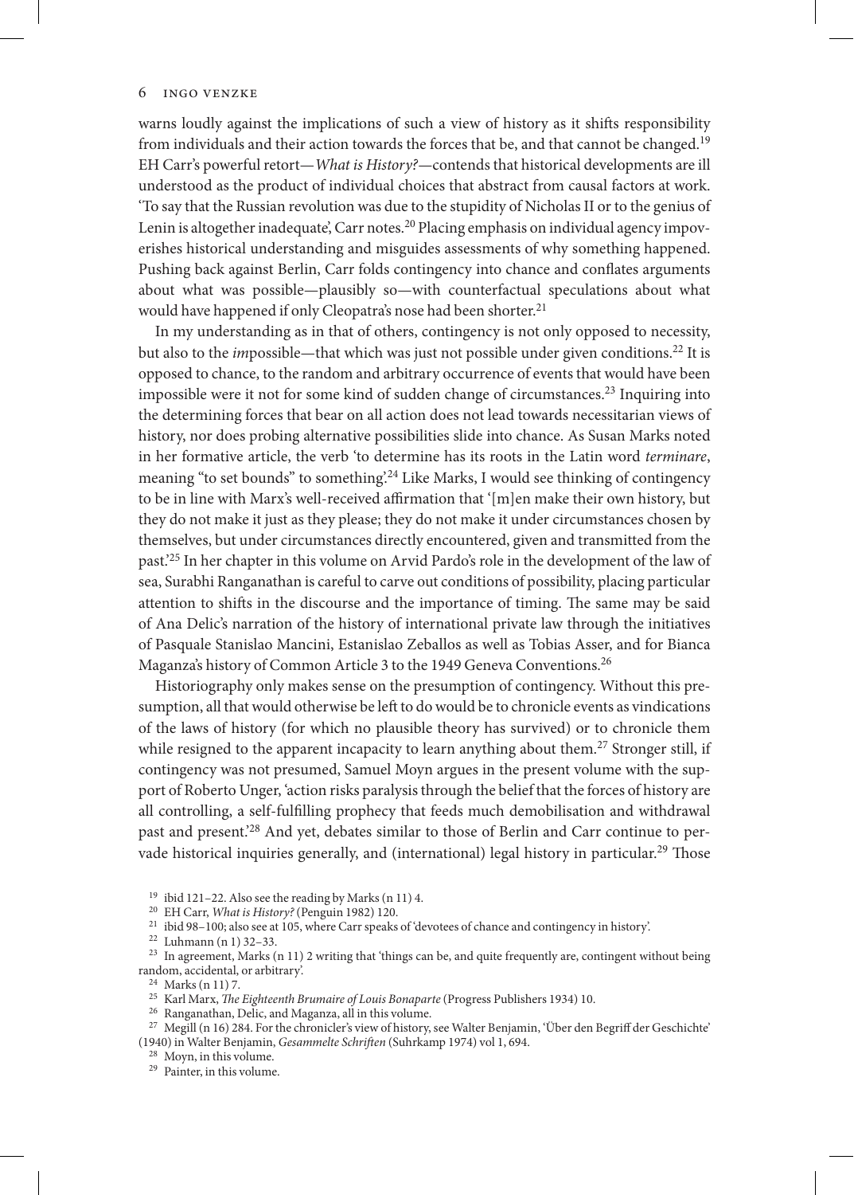warns loudly against the implications of such a view of history as it shifts responsibility from individuals and their action towards the forces that be, and that cannot be changed.[19] EH Carr's powerful retort—*What is History?*—contends that historical developments are ill understood as the product of individual choices that abstract from causal factors at work. 'To say that the Russian revolution was due to the stupidity of Nicholas II or to the genius of Lenin is altogether inadequate', Carr notes.[20] Placing emphasis on individual agency impoverishes historical understanding and misguides assessments of why something happened. Pushing back against Berlin, Carr folds contingency into chance and conflates arguments about what was possible—plausibly so—with counterfactual speculations about what would have happened if only Cleopatra's nose had been shorter.[21]

In my understanding as in that of others, contingency is not only opposed to necessity, but also to the *im*possible—that which was just not possible under given conditions.[22] It is opposed to chance, to the random and arbitrary occurrence of events that would have been impossible were it not for some kind of sudden change of circumstances.[23] Inquiring into the determining forces that bear on all action does not lead towards necessitarian views of history, nor does probing alternative possibilities slide into chance. As Susan Marks noted in her formative article, the verb 'to determine has its roots in the Latin word *terminare*, meaning "to set bounds" to something'.[24] Like Marks, I would see thinking of contingency to be in line with Marx's well-received affirmation that '[m]en make their own history, but they do not make it just as they please; they do not make it under circumstances chosen by themselves, but under circumstances directly encountered, given and transmitted from the past.'[25] In her chapter in this volume on Arvid Pardo's role in the development of the law of sea, Surabhi Ranganathan is careful to carve out conditions of possibility, placing particular attention to shifts in the discourse and the importance of timing. The same may be said of Ana Delic's narration of the history of international private law through the initiatives of Pasquale Stanislao Mancini, Estanislao Zeballos as well as Tobias Asser, and for Bianca Maganza's history of Common Article 3 to the 1949 Geneva Conventions.[26]

Historiography only makes sense on the presumption of contingency. Without this presumption, all that would otherwise be left to do would be to chronicle events as vindications of the laws of history (for which no plausible theory has survived) or to chronicle them while resigned to the apparent incapacity to learn anything about them.[27] Stronger still, if contingency was not presumed, Samuel Moyn argues in the present volume with the support of Roberto Unger, 'action risks paralysis through the belief that the forces of history are all controlling, a self-fulfilling prophecy that feeds much demobilisation and withdrawal past and present.'[28] And yet, debates similar to those of Berlin and Carr continue to pervade historical inquiries generally, and (international) legal history in particular.[29] Those

[19] ibid 121–22. Also see the reading by Marks (n 11) 4.

[20] EH Carr, *What is History?* (Penguin 1982) 120.

[21] ibid 98–100; also see at 105, where Carr speaks of 'devotees of chance and contingency in history'.

[22] Luhmann (n 1) 32–33.

[23] In agreement, Marks (n 11) 2 writing that 'things can be, and quite frequently are, contingent without being random, accidental, or arbitrary'.

[24] Marks (n 11) 7.

[25] Karl Marx, *The Eighteenth Brumaire of Louis Bonaparte* (Progress Publishers 1934) 10.

[26] Ranganathan, Delic, and Maganza, all in this volume.

[27] Megill (n 16) 284. For the chronicler's view of history, see Walter Benjamin, 'Über den Begriff der Geschichte' (1940) in Walter Benjamin, *Gesammelte Schriften* (Suhrkamp 1974) vol 1, 694.

[28] Moyn, in this volume.

[29] Painter, in this volume.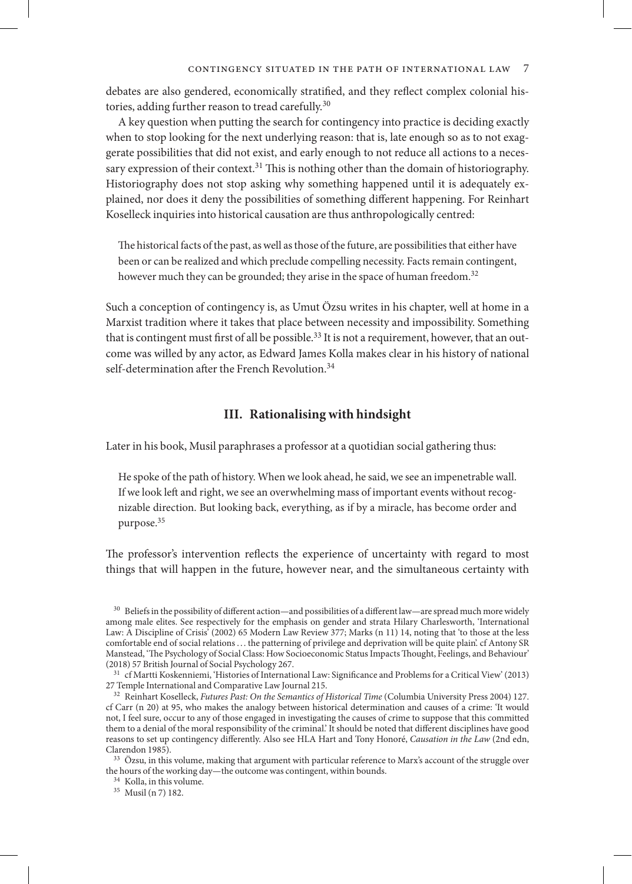debates are also gendered, economically stratified, and they reflect complex colonial histories, adding further reason to tread carefully.[30]

A key question when putting the search for contingency into practice is deciding exactly when to stop looking for the next underlying reason: that is, late enough so as to not exaggerate possibilities that did not exist, and early enough to not reduce all actions to a necessary expression of their context.[31] This is nothing other than the domain of historiography. Historiography does not stop asking why something happened until it is adequately explained, nor does it deny the possibilities of something different happening. For Reinhart Koselleck inquiries into historical causation are thus anthropologically centred:

> The historical facts of the past, as well as those of the future, are possibilities that either have been or can be realized and which preclude compelling necessity. Facts remain contingent, however much they can be grounded; they arise in the space of human freedom.[32]

Such a conception of contingency is, as Umut Özsu writes in his chapter, well at home in a Marxist tradition where it takes that place between necessity and impossibility. Something that is contingent must first of all be possible.[33] It is not a requirement, however, that an outcome was willed by any actor, as Edward James Kolla makes clear in his history of national self-determination after the French Revolution.[34]

## III. Rationalising with hindsight

Later in his book, Musil paraphrases a professor at a quotidian social gathering thus:

> He spoke of the path of history. When we look ahead, he said, we see an impenetrable wall. If we look left and right, we see an overwhelming mass of important events without recognizable direction. But looking back, everything, as if by a miracle, has become order and purpose.[35]

The professor's intervention reflects the experience of uncertainty with regard to most things that will happen in the future, however near, and the simultaneous certainty with

---

[30] Beliefs in the possibility of different action—and possibilities of a different law—are spread much more widely among male elites. See respectively for the emphasis on gender and strata Hilary Charlesworth, 'International Law: A Discipline of Crisis' (2002) 65 Modern Law Review 377; Marks (n 11) 14, noting that 'to those at the less comfortable end of social relations … the patterning of privilege and deprivation will be quite plain'. cf Antony SR Manstead, 'The Psychology of Social Class: How Socioeconomic Status Impacts Thought, Feelings, and Behaviour' (2018) 57 British Journal of Social Psychology 267.

[31] cf Martti Koskenniemi, 'Histories of International Law: Significance and Problems for a Critical View' (2013) 27 Temple International and Comparative Law Journal 215.

[32] Reinhart Koselleck, *Futures Past: On the Semantics of Historical Time* (Columbia University Press 2004) 127. cf Carr (n 20) at 95, who makes the analogy between historical determination and causes of a crime: 'It would not, I feel sure, occur to any of those engaged in investigating the causes of crime to suppose that this committed them to a denial of the moral responsibility of the criminal.' It should be noted that different disciplines have good reasons to set up contingency differently. Also see HLA Hart and Tony Honoré, *Causation in the Law* (2nd edn, Clarendon 1985).

[33] Özsu, in this volume, making that argument with particular reference to Marx's account of the struggle over the hours of the working day—the outcome was contingent, within bounds.

[34] Kolla, in this volume.

[35] Musil (n 7) 182.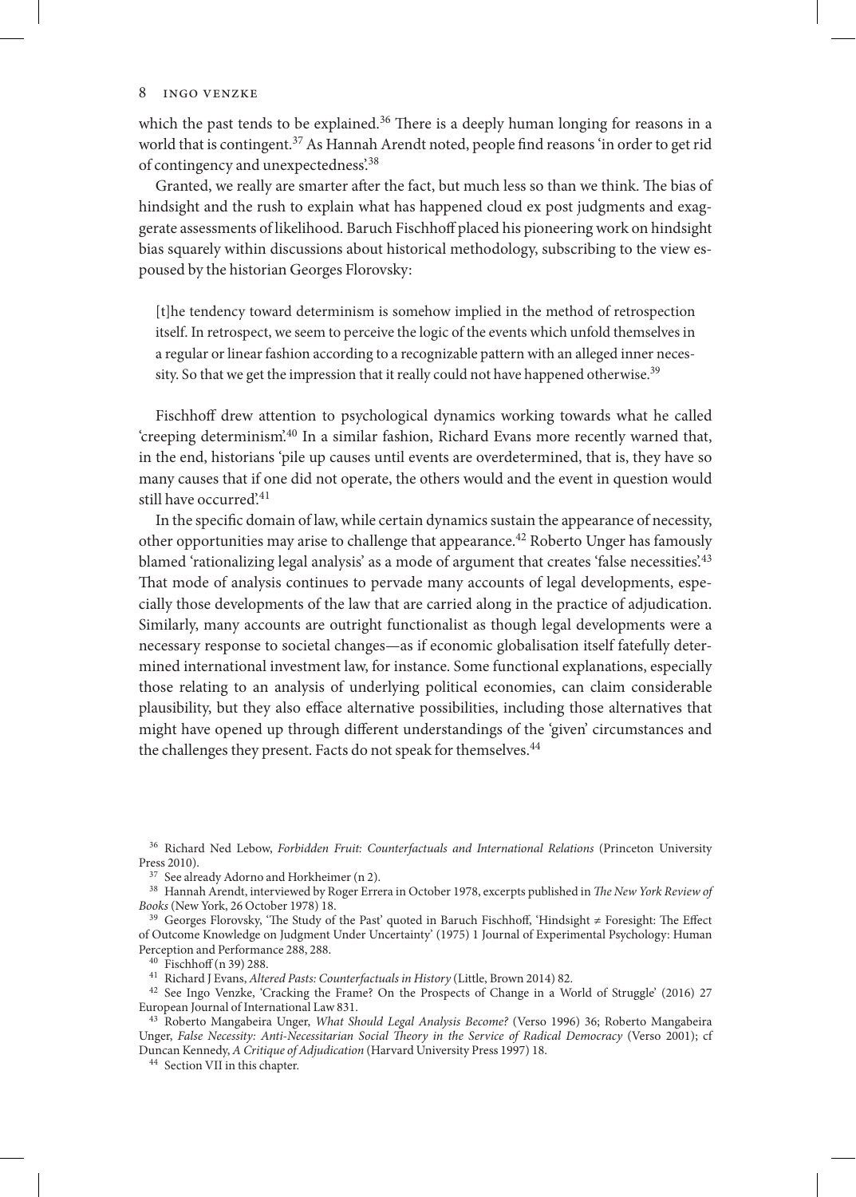which the past tends to be explained.[36] There is a deeply human longing for reasons in a world that is contingent.[37] As Hannah Arendt noted, people find reasons 'in order to get rid of contingency and unexpectedness'.[38]

Granted, we really are smarter after the fact, but much less so than we think. The bias of hindsight and the rush to explain what has happened cloud ex post judgments and exaggerate assessments of likelihood. Baruch Fischhoff placed his pioneering work on hindsight bias squarely within discussions about historical methodology, subscribing to the view espoused by the historian Georges Florovsky:

> [t]he tendency toward determinism is somehow implied in the method of retrospection itself. In retrospect, we seem to perceive the logic of the events which unfold themselves in a regular or linear fashion according to a recognizable pattern with an alleged inner necessity. So that we get the impression that it really could not have happened otherwise.[39]

Fischhoff drew attention to psychological dynamics working towards what he called 'creeping determinism'.[40] In a similar fashion, Richard Evans more recently warned that, in the end, historians 'pile up causes until events are overdetermined, that is, they have so many causes that if one did not operate, the others would and the event in question would still have occurred'.[41]

In the specific domain of law, while certain dynamics sustain the appearance of necessity, other opportunities may arise to challenge that appearance.[42] Roberto Unger has famously blamed 'rationalizing legal analysis' as a mode of argument that creates 'false necessities'.[43] That mode of analysis continues to pervade many accounts of legal developments, especially those developments of the law that are carried along in the practice of adjudication. Similarly, many accounts are outright functionalist as though legal developments were a necessary response to societal changes—as if economic globalisation itself fatefully determined international investment law, for instance. Some functional explanations, especially those relating to an analysis of underlying political economies, can claim considerable plausibility, but they also efface alternative possibilities, including those alternatives that might have opened up through different understandings of the 'given' circumstances and the challenges they present. Facts do not speak for themselves.[44]

---

[36] Richard Ned Lebow, *Forbidden Fruit: Counterfactuals and International Relations* (Princeton University Press 2010).

[37] See already Adorno and Horkheimer (n 2).

[38] Hannah Arendt, interviewed by Roger Errera in October 1978, excerpts published in *The New York Review of Books* (New York, 26 October 1978) 18.

[39] Georges Florovsky, 'The Study of the Past' quoted in Baruch Fischhoff, 'Hindsight ≠ Foresight: The Effect of Outcome Knowledge on Judgment Under Uncertainty' (1975) 1 Journal of Experimental Psychology: Human Perception and Performance 288, 288.

[40] Fischhoff (n 39) 288.

[41] Richard J Evans, *Altered Pasts: Counterfactuals in History* (Little, Brown 2014) 82.

[42] See Ingo Venzke, 'Cracking the Frame? On the Prospects of Change in a World of Struggle' (2016) 27 European Journal of International Law 831.

[43] Roberto Mangabeira Unger, *What Should Legal Analysis Become?* (Verso 1996) 36; Roberto Mangabeira Unger, *False Necessity: Anti-Necessitarian Social Theory in the Service of Radical Democracy* (Verso 2001); cf Duncan Kennedy, *A Critique of Adjudication* (Harvard University Press 1997) 18.

[44] Section VII in this chapter.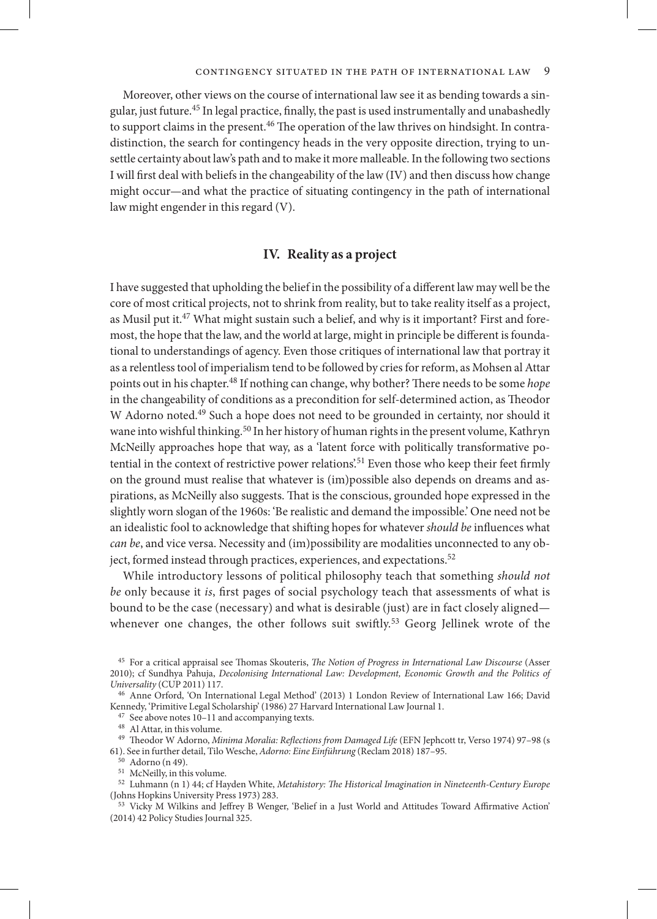Moreover, other views on the course of international law see it as bending towards a singular, just future.[45] In legal practice, finally, the past is used instrumentally and unabashedly to support claims in the present.[46] The operation of the law thrives on hindsight. In contradistinction, the search for contingency heads in the very opposite direction, trying to unsettle certainty about law's path and to make it more malleable. In the following two sections I will first deal with beliefs in the changeability of the law (IV) and then discuss how change might occur—and what the practice of situating contingency in the path of international law might engender in this regard (V).

## IV. Reality as a project

I have suggested that upholding the belief in the possibility of a different law may well be the core of most critical projects, not to shrink from reality, but to take reality itself as a project, as Musil put it.[47] What might sustain such a belief, and why is it important? First and foremost, the hope that the law, and the world at large, might in principle be different is foundational to understandings of agency. Even those critiques of international law that portray it as a relentless tool of imperialism tend to be followed by cries for reform, as Mohsen al Attar points out in his chapter.[48] If nothing can change, why bother? There needs to be some *hope* in the changeability of conditions as a precondition for self-determined action, as Theodor W Adorno noted.[49] Such a hope does not need to be grounded in certainty, nor should it wane into wishful thinking.[50] In her history of human rights in the present volume, Kathryn McNeilly approaches hope that way, as a 'latent force with politically transformative potential in the context of restrictive power relations'.[51] Even those who keep their feet firmly on the ground must realise that whatever is (im)possible also depends on dreams and aspirations, as McNeilly also suggests. That is the conscious, grounded hope expressed in the slightly worn slogan of the 1960s: 'Be realistic and demand the impossible.' One need not be an idealistic fool to acknowledge that shifting hopes for whatever *should be* influences what *can be*, and vice versa. Necessity and (im)possibility are modalities unconnected to any object, formed instead through practices, experiences, and expectations.[52]

While introductory lessons of political philosophy teach that something *should not be* only because it *is*, first pages of social psychology teach that assessments of what is bound to be the case (necessary) and what is desirable (just) are in fact closely aligned—whenever one changes, the other follows suit swiftly.[53] Georg Jellinek wrote of the

---

[45] For a critical appraisal see Thomas Skouteris, *The Notion of Progress in International Law Discourse* (Asser 2010); cf Sundhya Pahuja, *Decolonising International Law: Development, Economic Growth and the Politics of Universality* (CUP 2011) 117.

[46] Anne Orford, 'On International Legal Method' (2013) 1 London Review of International Law 166; David Kennedy, 'Primitive Legal Scholarship' (1986) 27 Harvard International Law Journal 1.

[47] See above notes 10–11 and accompanying texts.

[48] Al Attar, in this volume.

[49] Theodor W Adorno, *Minima Moralia: Reflections from Damaged Life* (EFN Jephcott tr, Verso 1974) 97–98 (s 61). See in further detail, Tilo Wesche, *Adorno: Eine Einführung* (Reclam 2018) 187–95.

[50] Adorno (n 49).

[51] McNeilly, in this volume.

[52] Luhmann (n 1) 44; cf Hayden White, *Metahistory: The Historical Imagination in Nineteenth-Century Europe* (Johns Hopkins University Press 1973) 283.

[53] Vicky M Wilkins and Jeffrey B Wenger, 'Belief in a Just World and Attitudes Toward Affirmative Action' (2014) 42 Policy Studies Journal 325.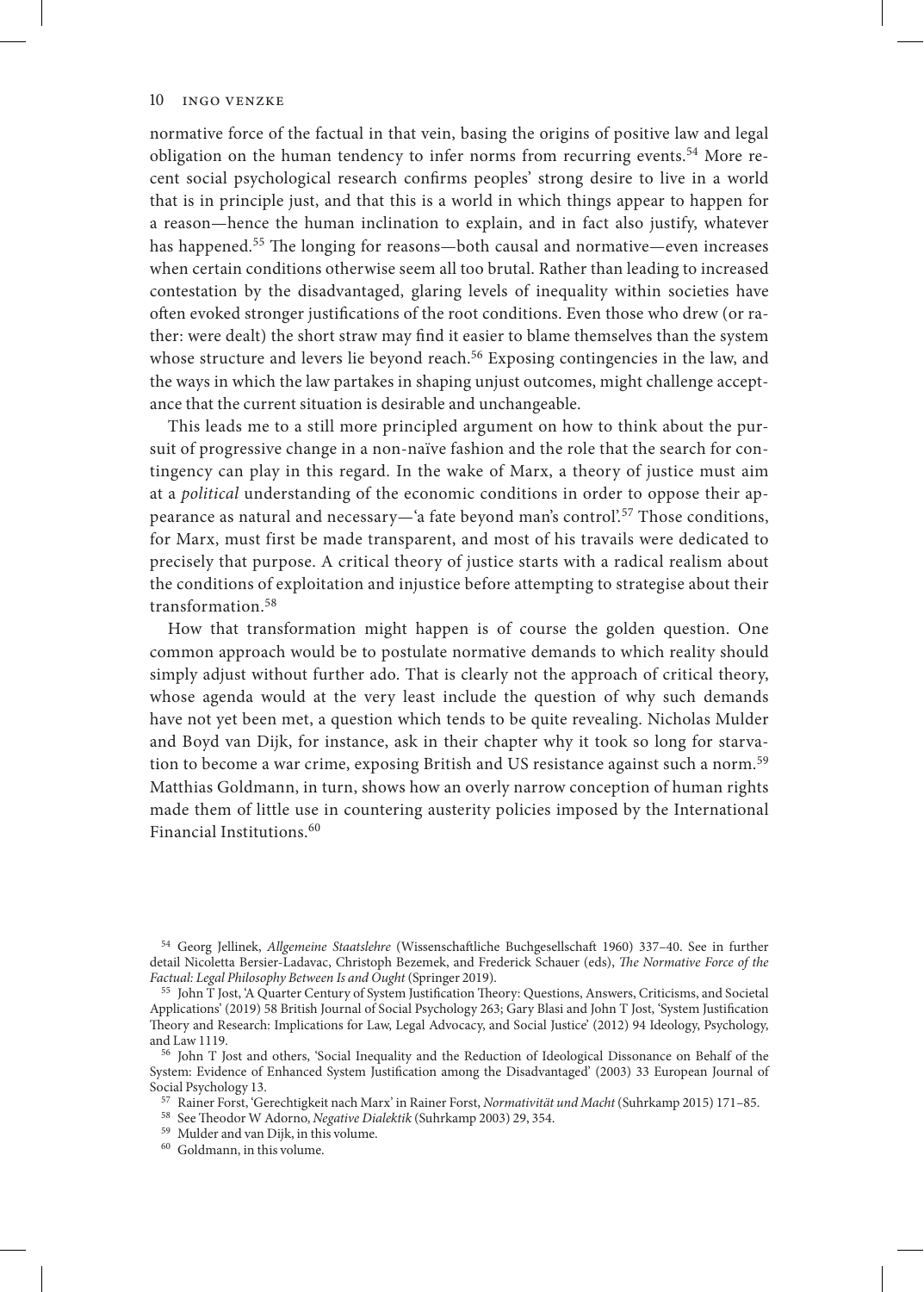normative force of the factual in that vein, basing the origins of positive law and legal obligation on the human tendency to infer norms from recurring events.[54] More recent social psychological research confirms peoples' strong desire to live in a world that is in principle just, and that this is a world in which things appear to happen for a reason—hence the human inclination to explain, and in fact also justify, whatever has happened.[55] The longing for reasons—both causal and normative—even increases when certain conditions otherwise seem all too brutal. Rather than leading to increased contestation by the disadvantaged, glaring levels of inequality within societies have often evoked stronger justifications of the root conditions. Even those who drew (or rather: were dealt) the short straw may find it easier to blame themselves than the system whose structure and levers lie beyond reach.[56] Exposing contingencies in the law, and the ways in which the law partakes in shaping unjust outcomes, might challenge acceptance that the current situation is desirable and unchangeable.

This leads me to a still more principled argument on how to think about the pursuit of progressive change in a non-naïve fashion and the role that the search for contingency can play in this regard. In the wake of Marx, a theory of justice must aim at a *political* understanding of the economic conditions in order to oppose their appearance as natural and necessary—'a fate beyond man's control'.[57] Those conditions, for Marx, must first be made transparent, and most of his travails were dedicated to precisely that purpose. A critical theory of justice starts with a radical realism about the conditions of exploitation and injustice before attempting to strategise about their transformation.[58]

How that transformation might happen is of course the golden question. One common approach would be to postulate normative demands to which reality should simply adjust without further ado. That is clearly not the approach of critical theory, whose agenda would at the very least include the question of why such demands have not yet been met, a question which tends to be quite revealing. Nicholas Mulder and Boyd van Dijk, for instance, ask in their chapter why it took so long for starvation to become a war crime, exposing British and US resistance against such a norm.[59] Matthias Goldmann, in turn, shows how an overly narrow conception of human rights made them of little use in countering austerity policies imposed by the International Financial Institutions.[60]

---

[54] Georg Jellinek, *Allgemeine Staatslehre* (Wissenschaftliche Buchgesellschaft 1960) 337–40. See in further detail Nicoletta Bersier-Ladavac, Christoph Bezemek, and Frederick Schauer (eds), *The Normative Force of the Factual: Legal Philosophy Between Is and Ought* (Springer 2019).

[55] John T Jost, 'A Quarter Century of System Justification Theory: Questions, Answers, Criticisms, and Societal Applications' (2019) 58 British Journal of Social Psychology 263; Gary Blasi and John T Jost, 'System Justification Theory and Research: Implications for Law, Legal Advocacy, and Social Justice' (2012) 94 Ideology, Psychology, and Law 1119.

[56] John T Jost and others, 'Social Inequality and the Reduction of Ideological Dissonance on Behalf of the System: Evidence of Enhanced System Justification among the Disadvantaged' (2003) 33 European Journal of Social Psychology 13.

[57] Rainer Forst, 'Gerechtigkeit nach Marx' in Rainer Forst, *Normativität und Macht* (Suhrkamp 2015) 171–85.

[58] See Theodor W Adorno, *Negative Dialektik* (Suhrkamp 2003) 29, 354.

[59] Mulder and van Dijk, in this volume.

[60] Goldmann, in this volume.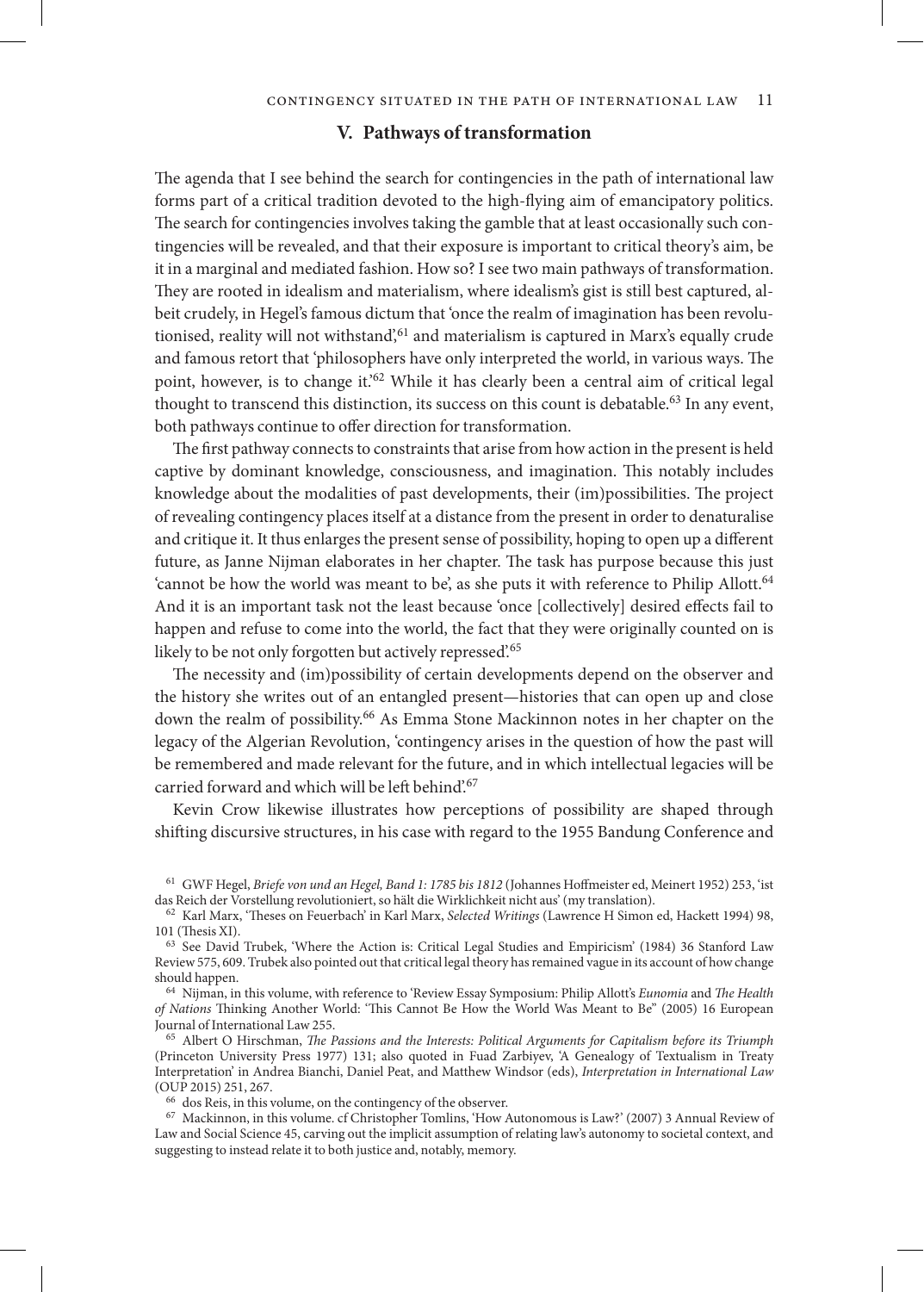## V. Pathways of transformation

The agenda that I see behind the search for contingencies in the path of international law forms part of a critical tradition devoted to the high-flying aim of emancipatory politics. The search for contingencies involves taking the gamble that at least occasionally such contingencies will be revealed, and that their exposure is important to critical theory's aim, be it in a marginal and mediated fashion. How so? I see two main pathways of transformation. They are rooted in idealism and materialism, where idealism's gist is still best captured, albeit crudely, in Hegel's famous dictum that 'once the realm of imagination has been revolutionised, reality will not withstand',[61] and materialism is captured in Marx's equally crude and famous retort that 'philosophers have only interpreted the world, in various ways. The point, however, is to change it.'[62] While it has clearly been a central aim of critical legal thought to transcend this distinction, its success on this count is debatable.[63] In any event, both pathways continue to offer direction for transformation.

The first pathway connects to constraints that arise from how action in the present is held captive by dominant knowledge, consciousness, and imagination. This notably includes knowledge about the modalities of past developments, their (im)possibilities. The project of revealing contingency places itself at a distance from the present in order to denaturalise and critique it. It thus enlarges the present sense of possibility, hoping to open up a different future, as Janne Nijman elaborates in her chapter. The task has purpose because this just 'cannot be how the world was meant to be', as she puts it with reference to Philip Allott.[64] And it is an important task not the least because 'once [collectively] desired effects fail to happen and refuse to come into the world, the fact that they were originally counted on is likely to be not only forgotten but actively repressed'.[65]

The necessity and (im)possibility of certain developments depend on the observer and the history she writes out of an entangled present—histories that can open up and close down the realm of possibility.[66] As Emma Stone Mackinnon notes in her chapter on the legacy of the Algerian Revolution, 'contingency arises in the question of how the past will be remembered and made relevant for the future, and in which intellectual legacies will be carried forward and which will be left behind'.[67]

Kevin Crow likewise illustrates how perceptions of possibility are shaped through shifting discursive structures, in his case with regard to the 1955 Bandung Conference and

---

[61] GWF Hegel, *Briefe von und an Hegel, Band 1: 1785 bis 1812* (Johannes Hoffmeister ed, Meinert 1952) 253, 'ist das Reich der Vorstellung revolutioniert, so hält die Wirklichkeit nicht aus' (my translation).

[62] Karl Marx, 'Theses on Feuerbach' in Karl Marx, *Selected Writings* (Lawrence H Simon ed, Hackett 1994) 98, 101 (Thesis XI).

[63] See David Trubek, 'Where the Action is: Critical Legal Studies and Empiricism' (1984) 36 Stanford Law Review 575, 609. Trubek also pointed out that critical legal theory has remained vague in its account of how change should happen.

[64] Nijman, in this volume, with reference to 'Review Essay Symposium: Philip Allott's *Eunomia* and *The Health of Nations* Thinking Another World: "This Cannot Be How the World Was Meant to Be"' (2005) 16 European Journal of International Law 255.

[65] Albert O Hirschman, *The Passions and the Interests: Political Arguments for Capitalism before its Triumph* (Princeton University Press 1977) 131; also quoted in Fuad Zarbiyev, 'A Genealogy of Textualism in Treaty Interpretation' in Andrea Bianchi, Daniel Peat, and Matthew Windsor (eds), *Interpretation in International Law* (OUP 2015) 251, 267.

[66] dos Reis, in this volume, on the contingency of the observer.

[67] Mackinnon, in this volume. cf Christopher Tomlins, 'How Autonomous is Law?' (2007) 3 Annual Review of Law and Social Science 45, carving out the implicit assumption of relating law's autonomy to societal context, and suggesting to instead relate it to both justice and, notably, memory.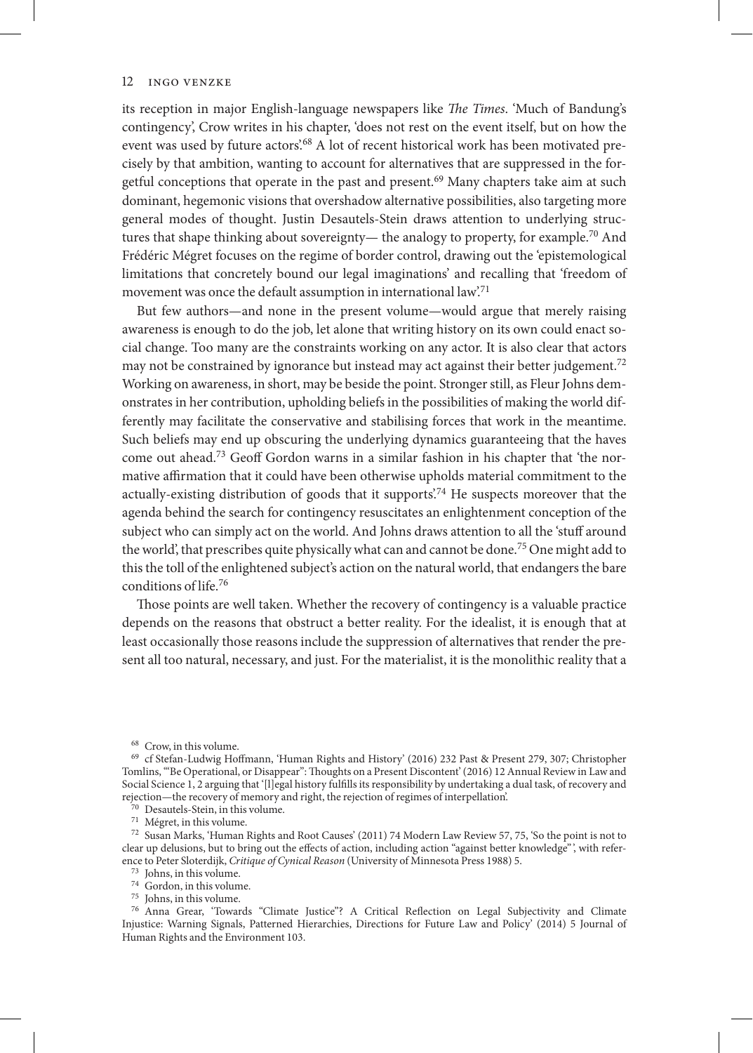its reception in major English-language newspapers like *The Times*. 'Much of Bandung's contingency', Crow writes in his chapter, 'does not rest on the event itself, but on how the event was used by future actors'.[68] A lot of recent historical work has been motivated precisely by that ambition, wanting to account for alternatives that are suppressed in the forgetful conceptions that operate in the past and present.[69] Many chapters take aim at such dominant, hegemonic visions that overshadow alternative possibilities, also targeting more general modes of thought. Justin Desautels-Stein draws attention to underlying structures that shape thinking about sovereignty— the analogy to property, for example.[70] And Frédéric Mégret focuses on the regime of border control, drawing out the 'epistemological limitations that concretely bound our legal imaginations' and recalling that 'freedom of movement was once the default assumption in international law'.[71]

But few authors—and none in the present volume—would argue that merely raising awareness is enough to do the job, let alone that writing history on its own could enact social change. Too many are the constraints working on any actor. It is also clear that actors may not be constrained by ignorance but instead may act against their better judgement.[72] Working on awareness, in short, may be beside the point. Stronger still, as Fleur Johns demonstrates in her contribution, upholding beliefs in the possibilities of making the world differently may facilitate the conservative and stabilising forces that work in the meantime. Such beliefs may end up obscuring the underlying dynamics guaranteeing that the haves come out ahead.[73] Geoff Gordon warns in a similar fashion in his chapter that 'the normative affirmation that it could have been otherwise upholds material commitment to the actually-existing distribution of goods that it supports'.[74] He suspects moreover that the agenda behind the search for contingency resuscitates an enlightenment conception of the subject who can simply act on the world. And Johns draws attention to all the 'stuff around the world', that prescribes quite physically what can and cannot be done.[75] One might add to this the toll of the enlightened subject's action on the natural world, that endangers the bare conditions of life.[76]

Those points are well taken. Whether the recovery of contingency is a valuable practice depends on the reasons that obstruct a better reality. For the idealist, it is enough that at least occasionally those reasons include the suppression of alternatives that render the present all too natural, necessary, and just. For the materialist, it is the monolithic reality that a

---

[68] Crow, in this volume.

[69] cf Stefan-Ludwig Hoffmann, 'Human Rights and History' (2016) 232 Past & Present 279, 307; Christopher Tomlins, '"Be Operational, or Disappear": Thoughts on a Present Discontent' (2016) 12 Annual Review in Law and Social Science 1, 2 arguing that '[l]egal history fulfills its responsibility by undertaking a dual task, of recovery and rejection—the recovery of memory and right, the rejection of regimes of interpellation'.

[70] Desautels-Stein, in this volume.

[71] Mégret, in this volume.

[72] Susan Marks, 'Human Rights and Root Causes' (2011) 74 Modern Law Review 57, 75, 'So the point is not to clear up delusions, but to bring out the effects of action, including action "against better knowledge"', with reference to Peter Sloterdijk, *Critique of Cynical Reason* (University of Minnesota Press 1988) 5.

[73] Johns, in this volume.

[74] Gordon, in this volume.

[75] Johns, in this volume.

[76] Anna Grear, 'Towards "Climate Justice"? A Critical Reflection on Legal Subjectivity and Climate Injustice: Warning Signals, Patterned Hierarchies, Directions for Future Law and Policy' (2014) 5 Journal of Human Rights and the Environment 103.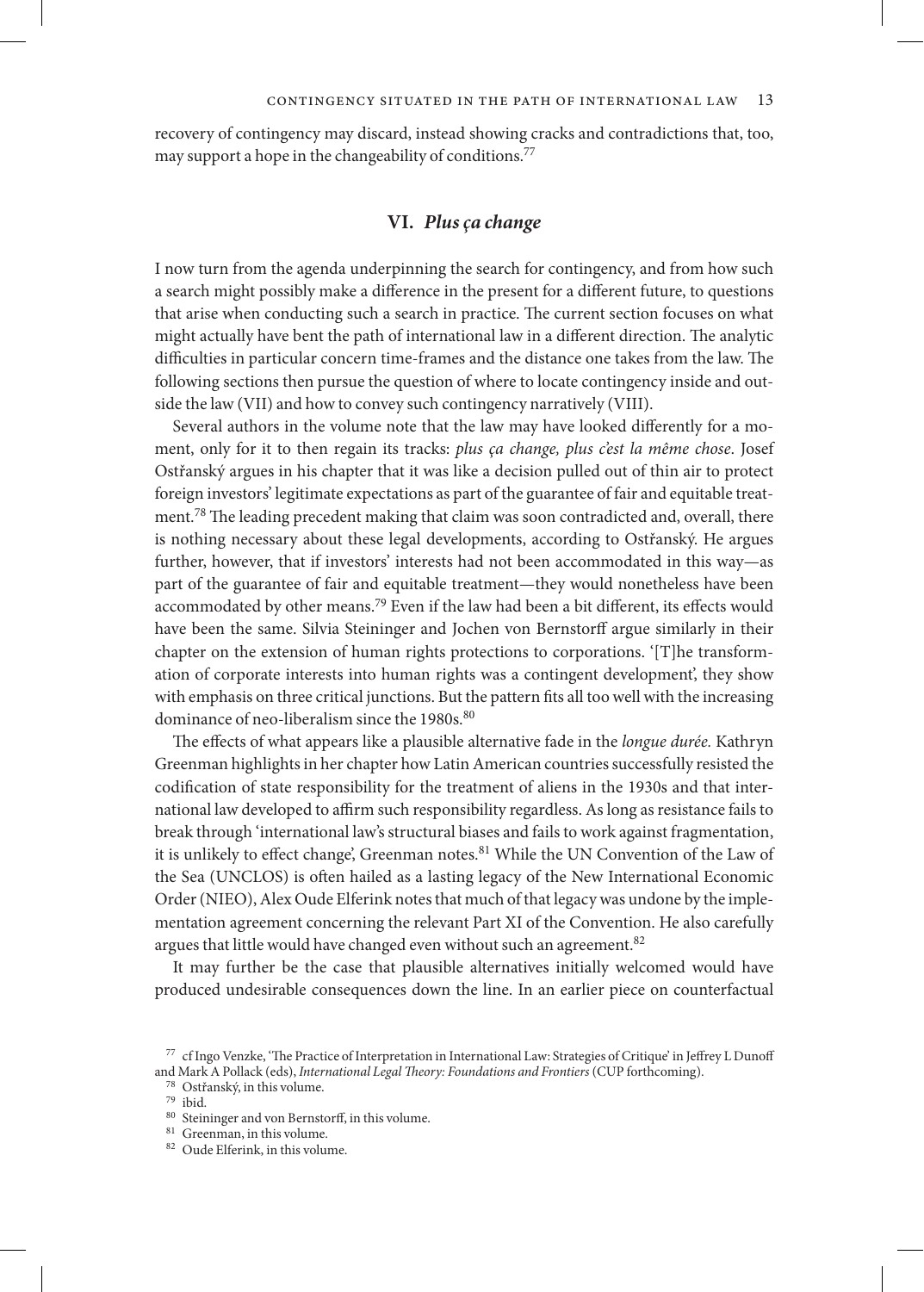recovery of contingency may discard, instead showing cracks and contradictions that, too, may support a hope in the changeability of conditions.[77]

## VI. *Plus ça change*

I now turn from the agenda underpinning the search for contingency, and from how such a search might possibly make a difference in the present for a different future, to questions that arise when conducting such a search in practice. The current section focuses on what might actually have bent the path of international law in a different direction. The analytic difficulties in particular concern time-frames and the distance one takes from the law. The following sections then pursue the question of where to locate contingency inside and outside the law (VII) and how to convey such contingency narratively (VIII).

Several authors in the volume note that the law may have looked differently for a moment, only for it to then regain its tracks: *plus ça change, plus c'est la même chose*. Josef Ostřanský argues in his chapter that it was like a decision pulled out of thin air to protect foreign investors' legitimate expectations as part of the guarantee of fair and equitable treatment.[78] The leading precedent making that claim was soon contradicted and, overall, there is nothing necessary about these legal developments, according to Ostřanský. He argues further, however, that if investors' interests had not been accommodated in this way—as part of the guarantee of fair and equitable treatment—they would nonetheless have been accommodated by other means.[79] Even if the law had been a bit different, its effects would have been the same. Silvia Steininger and Jochen von Bernstorff argue similarly in their chapter on the extension of human rights protections to corporations. '[T]he transformation of corporate interests into human rights was a contingent development', they show with emphasis on three critical junctions. But the pattern fits all too well with the increasing dominance of neo-liberalism since the 1980s.[80]

The effects of what appears like a plausible alternative fade in the *longue durée.* Kathryn Greenman highlights in her chapter how Latin American countries successfully resisted the codification of state responsibility for the treatment of aliens in the 1930s and that international law developed to affirm such responsibility regardless. As long as resistance fails to break through 'international law's structural biases and fails to work against fragmentation, it is unlikely to effect change', Greenman notes.[81] While the UN Convention of the Law of the Sea (UNCLOS) is often hailed as a lasting legacy of the New International Economic Order (NIEO), Alex Oude Elferink notes that much of that legacy was undone by the implementation agreement concerning the relevant Part XI of the Convention. He also carefully argues that little would have changed even without such an agreement.[82]

It may further be the case that plausible alternatives initially welcomed would have produced undesirable consequences down the line. In an earlier piece on counterfactual

[77] cf Ingo Venzke, 'The Practice of Interpretation in International Law: Strategies of Critique' in Jeffrey L Dunoff and Mark A Pollack (eds), *International Legal Theory: Foundations and Frontiers* (CUP forthcoming).

[78] Ostřanský, in this volume.

[79] ibid.

[80] Steininger and von Bernstorff, in this volume.

[81] Greenman, in this volume.

[82] Oude Elferink, in this volume.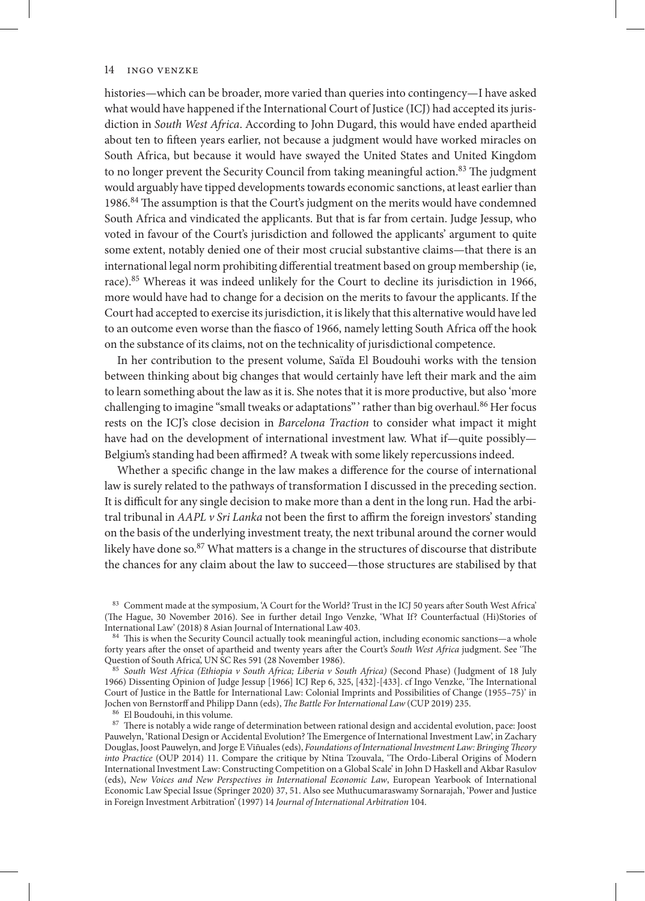histories—which can be broader, more varied than queries into contingency—I have asked what would have happened if the International Court of Justice (ICJ) had accepted its jurisdiction in *South West Africa*. According to John Dugard, this would have ended apartheid about ten to fifteen years earlier, not because a judgment would have worked miracles on South Africa, but because it would have swayed the United States and United Kingdom to no longer prevent the Security Council from taking meaningful action.[83] The judgment would arguably have tipped developments towards economic sanctions, at least earlier than 1986.[84] The assumption is that the Court's judgment on the merits would have condemned South Africa and vindicated the applicants. But that is far from certain. Judge Jessup, who voted in favour of the Court's jurisdiction and followed the applicants' argument to quite some extent, notably denied one of their most crucial substantive claims—that there is an international legal norm prohibiting differential treatment based on group membership (ie, race).[85] Whereas it was indeed unlikely for the Court to decline its jurisdiction in 1966, more would have had to change for a decision on the merits to favour the applicants. If the Court had accepted to exercise its jurisdiction, it is likely that this alternative would have led to an outcome even worse than the fiasco of 1966, namely letting South Africa off the hook on the substance of its claims, not on the technicality of jurisdictional competence.

In her contribution to the present volume, Saïda El Boudouhi works with the tension between thinking about big changes that would certainly have left their mark and the aim to learn something about the law as it is. She notes that it is more productive, but also 'more challenging to imagine "small tweaks or adaptations" ' rather than big overhaul.[86] Her focus rests on the ICJ's close decision in *Barcelona Traction* to consider what impact it might have had on the development of international investment law. What if—quite possibly—Belgium's standing had been affirmed? A tweak with some likely repercussions indeed.

Whether a specific change in the law makes a difference for the course of international law is surely related to the pathways of transformation I discussed in the preceding section. It is difficult for any single decision to make more than a dent in the long run. Had the arbitral tribunal in *AAPL v Sri Lanka* not been the first to affirm the foreign investors' standing on the basis of the underlying investment treaty, the next tribunal around the corner would likely have done so.[87] What matters is a change in the structures of discourse that distribute the chances for any claim about the law to succeed—those structures are stabilised by that

---

[83] Comment made at the symposium, 'A Court for the World? Trust in the ICJ 50 years after South West Africa' (The Hague, 30 November 2016). See in further detail Ingo Venzke, 'What If? Counterfactual (Hi)Stories of International Law' (2018) 8 Asian Journal of International Law 403.

[84] This is when the Security Council actually took meaningful action, including economic sanctions—a whole forty years after the onset of apartheid and twenty years after the Court's *South West Africa* judgment. See 'The Question of South Africa', UN SC Res 591 (28 November 1986).

[85] *South West Africa (Ethiopia v South Africa; Liberia v South Africa)* (Second Phase) (Judgment of 18 July 1966) Dissenting Opinion of Judge Jessup [1966] ICJ Rep 6, 325, [432]-[433]. cf Ingo Venzke, 'The International Court of Justice in the Battle for International Law: Colonial Imprints and Possibilities of Change (1955–75)' in Jochen von Bernstorff and Philipp Dann (eds), *The Battle For International Law* (CUP 2019) 235.

[86] El Boudouhi, in this volume.

[87] There is notably a wide range of determination between rational design and accidental evolution, pace: Joost Pauwelyn, 'Rational Design or Accidental Evolution? The Emergence of International Investment Law', in Zachary Douglas, Joost Pauwelyn, and Jorge E Viñuales (eds), *Foundations of International Investment Law: Bringing Theory into Practice* (OUP 2014) 11. Compare the critique by Ntina Tzouvala, 'The Ordo-Liberal Origins of Modern International Investment Law: Constructing Competition on a Global Scale' in John D Haskell and Akbar Rasulov (eds), *New Voices and New Perspectives in International Economic Law*, European Yearbook of International Economic Law Special Issue (Springer 2020) 37, 51. Also see Muthucumaraswamy Sornarajah, 'Power and Justice in Foreign Investment Arbitration' (1997) 14 *Journal of International Arbitration* 104.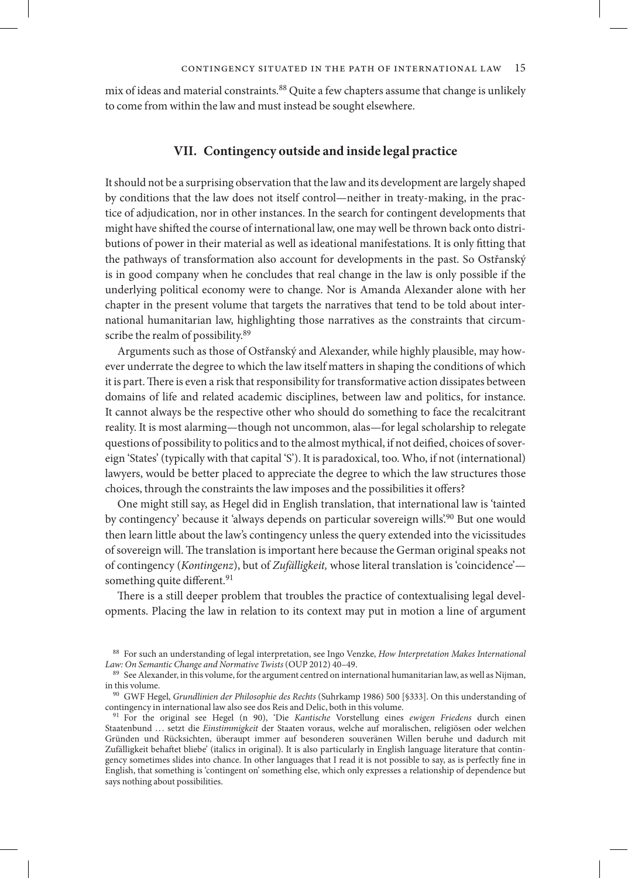mix of ideas and material constraints.[88] Quite a few chapters assume that change is unlikely to come from within the law and must instead be sought elsewhere.

## VII. Contingency outside and inside legal practice

It should not be a surprising observation that the law and its development are largely shaped by conditions that the law does not itself control—neither in treaty-making, in the practice of adjudication, nor in other instances. In the search for contingent developments that might have shifted the course of international law, one may well be thrown back onto distributions of power in their material as well as ideational manifestations. It is only fitting that the pathways of transformation also account for developments in the past. So Ostřanský is in good company when he concludes that real change in the law is only possible if the underlying political economy were to change. Nor is Amanda Alexander alone with her chapter in the present volume that targets the narratives that tend to be told about international humanitarian law, highlighting those narratives as the constraints that circumscribe the realm of possibility.[89]

Arguments such as those of Ostřanský and Alexander, while highly plausible, may however underrate the degree to which the law itself matters in shaping the conditions of which it is part. There is even a risk that responsibility for transformative action dissipates between domains of life and related academic disciplines, between law and politics, for instance. It cannot always be the respective other who should do something to face the recalcitrant reality. It is most alarming—though not uncommon, alas—for legal scholarship to relegate questions of possibility to politics and to the almost mythical, if not deified, choices of sovereign 'States' (typically with that capital 'S'). It is paradoxical, too. Who, if not (international) lawyers, would be better placed to appreciate the degree to which the law structures those choices, through the constraints the law imposes and the possibilities it offers?

One might still say, as Hegel did in English translation, that international law is 'tainted by contingency' because it 'always depends on particular sovereign wills'.[90] But one would then learn little about the law's contingency unless the query extended into the vicissitudes of sovereign will. The translation is important here because the German original speaks not of contingency (*Kontingenz*), but of *Zufälligkeit,* whose literal translation is 'coincidence'—something quite different.[91]

There is a still deeper problem that troubles the practice of contextualising legal developments. Placing the law in relation to its context may put in motion a line of argument

---

[88] For such an understanding of legal interpretation, see Ingo Venzke, *How Interpretation Makes International Law: On Semantic Change and Normative Twists* (OUP 2012) 40–49.

[89] See Alexander, in this volume, for the argument centred on international humanitarian law, as well as Nijman, in this volume.

[90] GWF Hegel, *Grundlinien der Philosophie des Rechts* (Suhrkamp 1986) 500 [§333]. On this understanding of contingency in international law also see dos Reis and Delic, both in this volume.

[91] For the original see Hegel (n 90), 'Die *Kantische* Vorstellung eines *ewigen Friedens* durch einen Staatenbund … setzt die *Einstimmigkeit* der Staaten voraus, welche auf moralischen, religiösen oder welchen Gründen und Rücksichten, überaupt immer auf besonderen souveränen Willen beruhe und dadurch mit Zufälligkeit behaftet bliebe' (italics in original). It is also particularly in English language literature that contingency sometimes slides into chance. In other languages that I read it is not possible to say, as is perfectly fine in English, that something is 'contingent on' something else, which only expresses a relationship of dependence but says nothing about possibilities.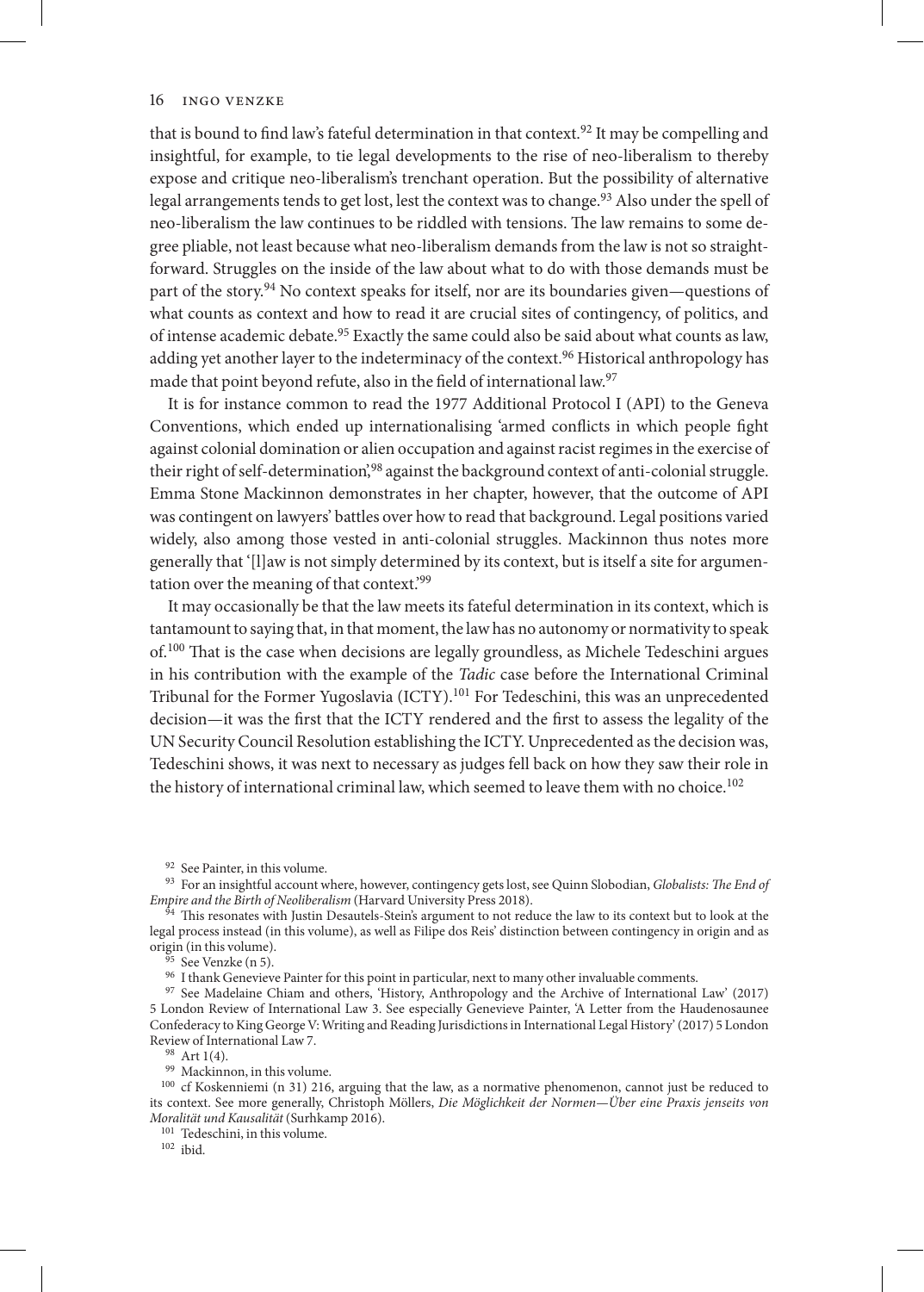that is bound to find law's fateful determination in that context.[92] It may be compelling and insightful, for example, to tie legal developments to the rise of neo-liberalism to thereby expose and critique neo-liberalism's trenchant operation. But the possibility of alternative legal arrangements tends to get lost, lest the context was to change.[93] Also under the spell of neo-liberalism the law continues to be riddled with tensions. The law remains to some degree pliable, not least because what neo-liberalism demands from the law is not so straightforward. Struggles on the inside of the law about what to do with those demands must be part of the story.[94] No context speaks for itself, nor are its boundaries given—questions of what counts as context and how to read it are crucial sites of contingency, of politics, and of intense academic debate.[95] Exactly the same could also be said about what counts as law, adding yet another layer to the indeterminacy of the context.[96] Historical anthropology has made that point beyond refute, also in the field of international law.[97]

It is for instance common to read the 1977 Additional Protocol I (API) to the Geneva Conventions, which ended up internationalising 'armed conflicts in which people fight against colonial domination or alien occupation and against racist regimes in the exercise of their right of self-determination',[98] against the background context of anti-colonial struggle. Emma Stone Mackinnon demonstrates in her chapter, however, that the outcome of API was contingent on lawyers' battles over how to read that background. Legal positions varied widely, also among those vested in anti-colonial struggles. Mackinnon thus notes more generally that '[l]aw is not simply determined by its context, but is itself a site for argumentation over the meaning of that context.'[99]

It may occasionally be that the law meets its fateful determination in its context, which is tantamount to saying that, in that moment, the law has no autonomy or normativity to speak of.[100] That is the case when decisions are legally groundless, as Michele Tedeschini argues in his contribution with the example of the *Tadic* case before the International Criminal Tribunal for the Former Yugoslavia (ICTY).[101] For Tedeschini, this was an unprecedented decision—it was the first that the ICTY rendered and the first to assess the legality of the UN Security Council Resolution establishing the ICTY. Unprecedented as the decision was, Tedeschini shows, it was next to necessary as judges fell back on how they saw their role in the history of international criminal law, which seemed to leave them with no choice.[102]

---

[92] See Painter, in this volume.

[93] For an insightful account where, however, contingency gets lost, see Quinn Slobodian, *Globalists: The End of Empire and the Birth of Neoliberalism* (Harvard University Press 2018).

[94] This resonates with Justin Desautels-Stein's argument to not reduce the law to its context but to look at the legal process instead (in this volume), as well as Filipe dos Reis' distinction between contingency in origin and as origin (in this volume).

[95] See Venzke (n 5).

[96] I thank Genevieve Painter for this point in particular, next to many other invaluable comments.

[97] See Madelaine Chiam and others, 'History, Anthropology and the Archive of International Law' (2017) 5 London Review of International Law 3. See especially Genevieve Painter, 'A Letter from the Haudenosaunee Confederacy to King George V: Writing and Reading Jurisdictions in International Legal History' (2017) 5 London Review of International Law 7.

[98] Art 1(4).

[99] Mackinnon, in this volume.

[100] cf Koskenniemi (n 31) 216, arguing that the law, as a normative phenomenon, cannot just be reduced to its context. See more generally, Christoph Möllers, *Die Möglichkeit der Normen—Über eine Praxis jenseits von Moralität und Kausalität* (Surhkamp 2016).

[101] Tedeschini, in this volume.

[102] ibid.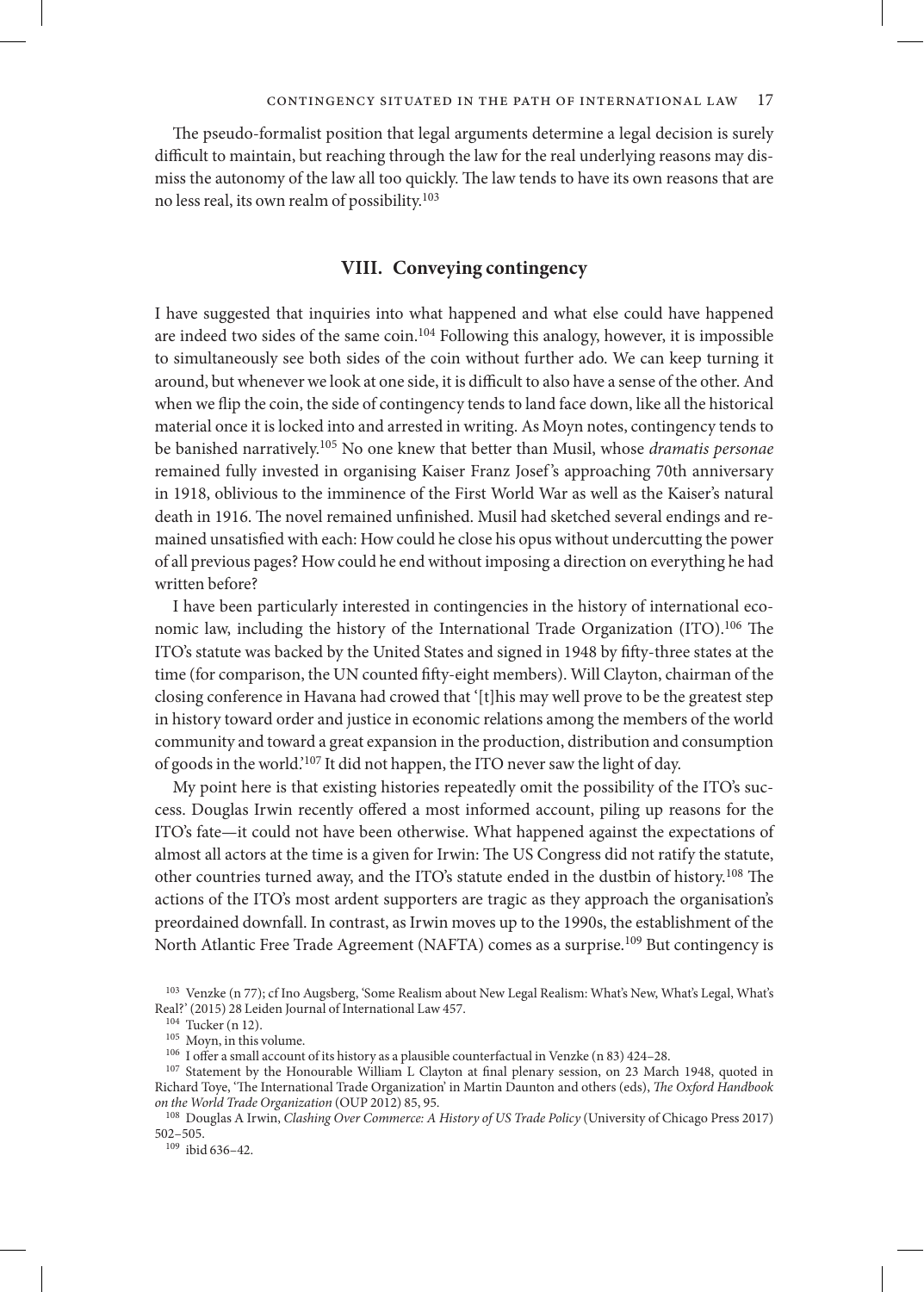The pseudo-formalist position that legal arguments determine a legal decision is surely difficult to maintain, but reaching through the law for the real underlying reasons may dismiss the autonomy of the law all too quickly. The law tends to have its own reasons that are no less real, its own realm of possibility.[103]

## VIII. Conveying contingency

I have suggested that inquiries into what happened and what else could have happened are indeed two sides of the same coin.[104] Following this analogy, however, it is impossible to simultaneously see both sides of the coin without further ado. We can keep turning it around, but whenever we look at one side, it is difficult to also have a sense of the other. And when we flip the coin, the side of contingency tends to land face down, like all the historical material once it is locked into and arrested in writing. As Moyn notes, contingency tends to be banished narratively.[105] No one knew that better than Musil, whose *dramatis personae* remained fully invested in organising Kaiser Franz Josef's approaching 70th anniversary in 1918, oblivious to the imminence of the First World War as well as the Kaiser's natural death in 1916. The novel remained unfinished. Musil had sketched several endings and remained unsatisfied with each: How could he close his opus without undercutting the power of all previous pages? How could he end without imposing a direction on everything he had written before?

I have been particularly interested in contingencies in the history of international economic law, including the history of the International Trade Organization (ITO).[106] The ITO's statute was backed by the United States and signed in 1948 by fifty-three states at the time (for comparison, the UN counted fifty-eight members). Will Clayton, chairman of the closing conference in Havana had crowed that '[t]his may well prove to be the greatest step in history toward order and justice in economic relations among the members of the world community and toward a great expansion in the production, distribution and consumption of goods in the world.'[107] It did not happen, the ITO never saw the light of day.

My point here is that existing histories repeatedly omit the possibility of the ITO's success. Douglas Irwin recently offered a most informed account, piling up reasons for the ITO's fate—it could not have been otherwise. What happened against the expectations of almost all actors at the time is a given for Irwin: The US Congress did not ratify the statute, other countries turned away, and the ITO's statute ended in the dustbin of history.[108] The actions of the ITO's most ardent supporters are tragic as they approach the organisation's preordained downfall. In contrast, as Irwin moves up to the 1990s, the establishment of the North Atlantic Free Trade Agreement (NAFTA) comes as a surprise.[109] But contingency is

---

[103] Venzke (n 77); cf Ino Augsberg, 'Some Realism about New Legal Realism: What's New, What's Legal, What's Real?' (2015) 28 Leiden Journal of International Law 457.

[104] Tucker (n 12).

[105] Moyn, in this volume.

[106] I offer a small account of its history as a plausible counterfactual in Venzke (n 83) 424–28.

[107] Statement by the Honourable William L Clayton at final plenary session, on 23 March 1948, quoted in Richard Toye, 'The International Trade Organization' in Martin Daunton and others (eds), *The Oxford Handbook on the World Trade Organization* (OUP 2012) 85, 95.

[108] Douglas A Irwin, *Clashing Over Commerce: A History of US Trade Policy* (University of Chicago Press 2017) 502–505.

[109] ibid 636–42.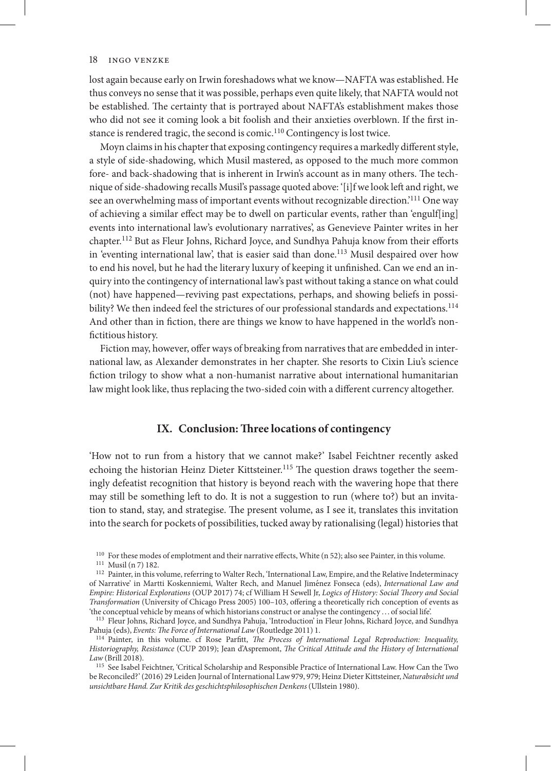lost again because early on Irwin foreshadows what we know—NAFTA was established. He thus conveys no sense that it was possible, perhaps even quite likely, that NAFTA would not be established. The certainty that is portrayed about NAFTA's establishment makes those who did not see it coming look a bit foolish and their anxieties overblown. If the first instance is rendered tragic, the second is comic.[110] Contingency is lost twice.

Moyn claims in his chapter that exposing contingency requires a markedly different style, a style of side-shadowing, which Musil mastered, as opposed to the much more common fore- and back-shadowing that is inherent in Irwin's account as in many others. The technique of side-shadowing recalls Musil's passage quoted above: '[i]f we look left and right, we see an overwhelming mass of important events without recognizable direction.'[111] One way of achieving a similar effect may be to dwell on particular events, rather than 'engulf[ing] events into international law's evolutionary narratives', as Genevieve Painter writes in her chapter.[112] But as Fleur Johns, Richard Joyce, and Sundhya Pahuja know from their efforts in 'eventing international law', that is easier said than done.[113] Musil despaired over how to end his novel, but he had the literary luxury of keeping it unfinished. Can we end an inquiry into the contingency of international law's past without taking a stance on what could (not) have happened—reviving past expectations, perhaps, and showing beliefs in possibility? We then indeed feel the strictures of our professional standards and expectations.[114] And other than in fiction, there are things we know to have happened in the world's non-fictitious history.

Fiction may, however, offer ways of breaking from narratives that are embedded in international law, as Alexander demonstrates in her chapter. She resorts to Cixin Liu's science fiction trilogy to show what a non-humanist narrative about international humanitarian law might look like, thus replacing the two-sided coin with a different currency altogether.

## IX. Conclusion: Three locations of contingency

'How not to run from a history that we cannot make?' Isabel Feichtner recently asked echoing the historian Heinz Dieter Kittsteiner.[115] The question draws together the seemingly defeatist recognition that history is beyond reach with the wavering hope that there may still be something left to do. It is not a suggestion to run (where to?) but an invitation to stand, stay, and strategise. The present volume, as I see it, translates this invitation into the search for pockets of possibilities, tucked away by rationalising (legal) histories that

---

[110] For these modes of emplotment and their narrative effects, White (n 52); also see Painter, in this volume.

[111] Musil (n 7) 182.

[112] Painter, in this volume, referring to Walter Rech, 'International Law, Empire, and the Relative Indeterminacy of Narrative' in Martti Koskenniemi, Walter Rech, and Manuel Jiménez Fonseca (eds), *International Law and Empire: Historical Explorations* (OUP 2017) 74; cf William H Sewell Jr, *Logics of History: Social Theory and Social Transformation* (University of Chicago Press 2005) 100–103, offering a theoretically rich conception of events as 'the conceptual vehicle by means of which historians construct or analyse the contingency ... of social life'.

[113] Fleur Johns, Richard Joyce, and Sundhya Pahuja, 'Introduction' in Fleur Johns, Richard Joyce, and Sundhya Pahuja (eds), *Events: The Force of International Law* (Routledge 2011) 1.

[114] Painter, in this volume. cf Rose Parfitt, *The Process of International Legal Reproduction: Inequality, Historiography, Resistance* (CUP 2019); Jean d'Aspremont, *The Critical Attitude and the History of International Law* (Brill 2018).

[115] See Isabel Feichtner, 'Critical Scholarship and Responsible Practice of International Law. How Can the Two be Reconciled?' (2016) 29 Leiden Journal of International Law 979, 979; Heinz Dieter Kittsteiner, *Naturabsicht und unsichtbare Hand. Zur Kritik des geschichtsphilosophischen Denkens* (Ullstein 1980).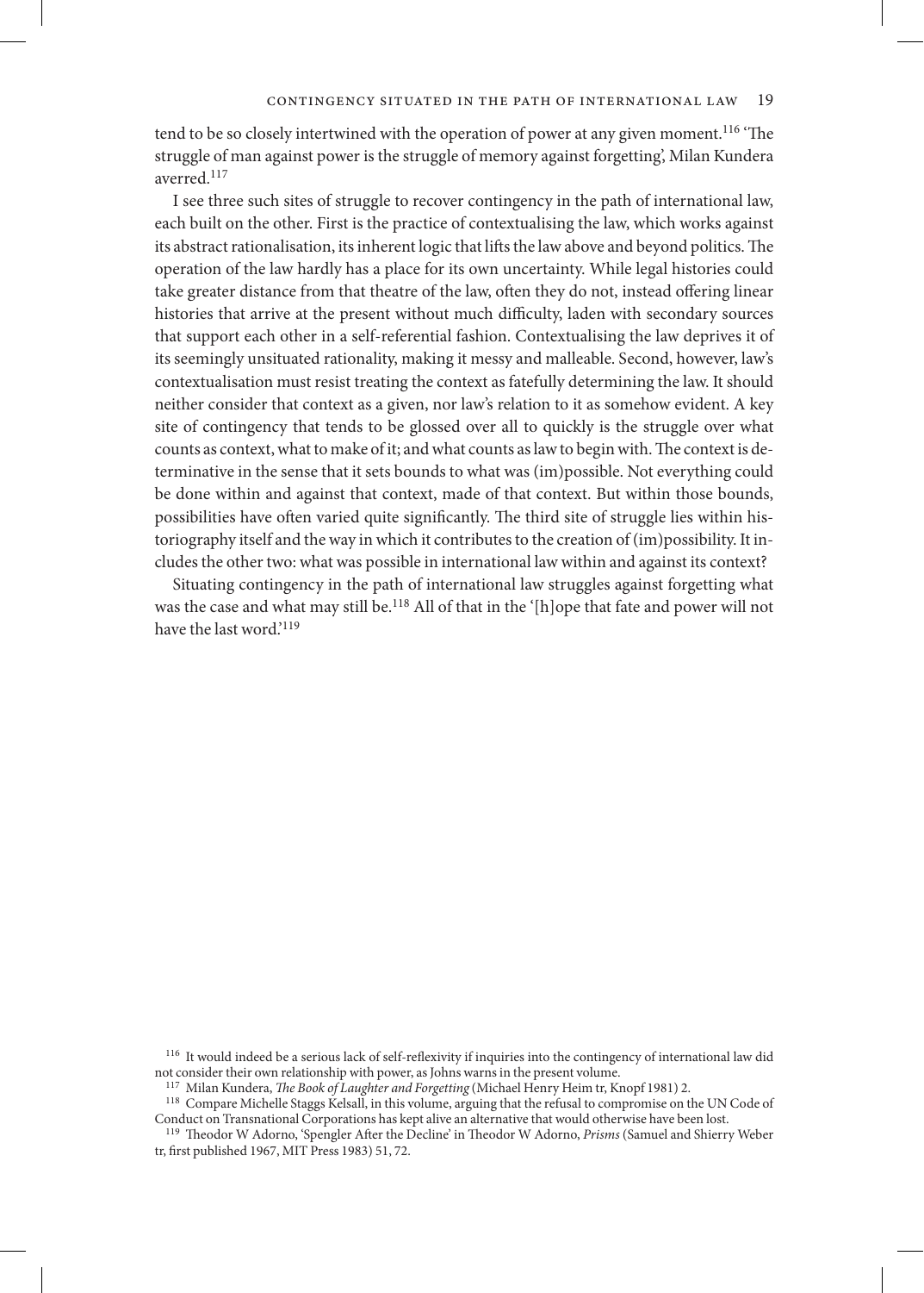tend to be so closely intertwined with the operation of power at any given moment.[116] 'The struggle of man against power is the struggle of memory against forgetting', Milan Kundera averred.[117]

I see three such sites of struggle to recover contingency in the path of international law, each built on the other. First is the practice of contextualising the law, which works against its abstract rationalisation, its inherent logic that lifts the law above and beyond politics. The operation of the law hardly has a place for its own uncertainty. While legal histories could take greater distance from that theatre of the law, often they do not, instead offering linear histories that arrive at the present without much difficulty, laden with secondary sources that support each other in a self-referential fashion. Contextualising the law deprives it of its seemingly unsituated rationality, making it messy and malleable. Second, however, law's contextualisation must resist treating the context as fatefully determining the law. It should neither consider that context as a given, nor law's relation to it as somehow evident. A key site of contingency that tends to be glossed over all to quickly is the struggle over what counts as context, what to make of it; and what counts as law to begin with. The context is determinative in the sense that it sets bounds to what was (im)possible. Not everything could be done within and against that context, made of that context. But within those bounds, possibilities have often varied quite significantly. The third site of struggle lies within historiography itself and the way in which it contributes to the creation of (im)possibility. It includes the other two: what was possible in international law within and against its context?

Situating contingency in the path of international law struggles against forgetting what was the case and what may still be.[118] All of that in the '[h]ope that fate and power will not have the last word.'[119]

---

[116] It would indeed be a serious lack of self-reflexivity if inquiries into the contingency of international law did not consider their own relationship with power, as Johns warns in the present volume.

[117] Milan Kundera, *The Book of Laughter and Forgetting* (Michael Henry Heim tr, Knopf 1981) 2.

[118] Compare Michelle Staggs Kelsall, in this volume, arguing that the refusal to compromise on the UN Code of Conduct on Transnational Corporations has kept alive an alternative that would otherwise have been lost.

[119] Theodor W Adorno, 'Spengler After the Decline' in Theodor W Adorno, *Prisms* (Samuel and Shierry Weber tr, first published 1967, MIT Press 1983) 51, 72.